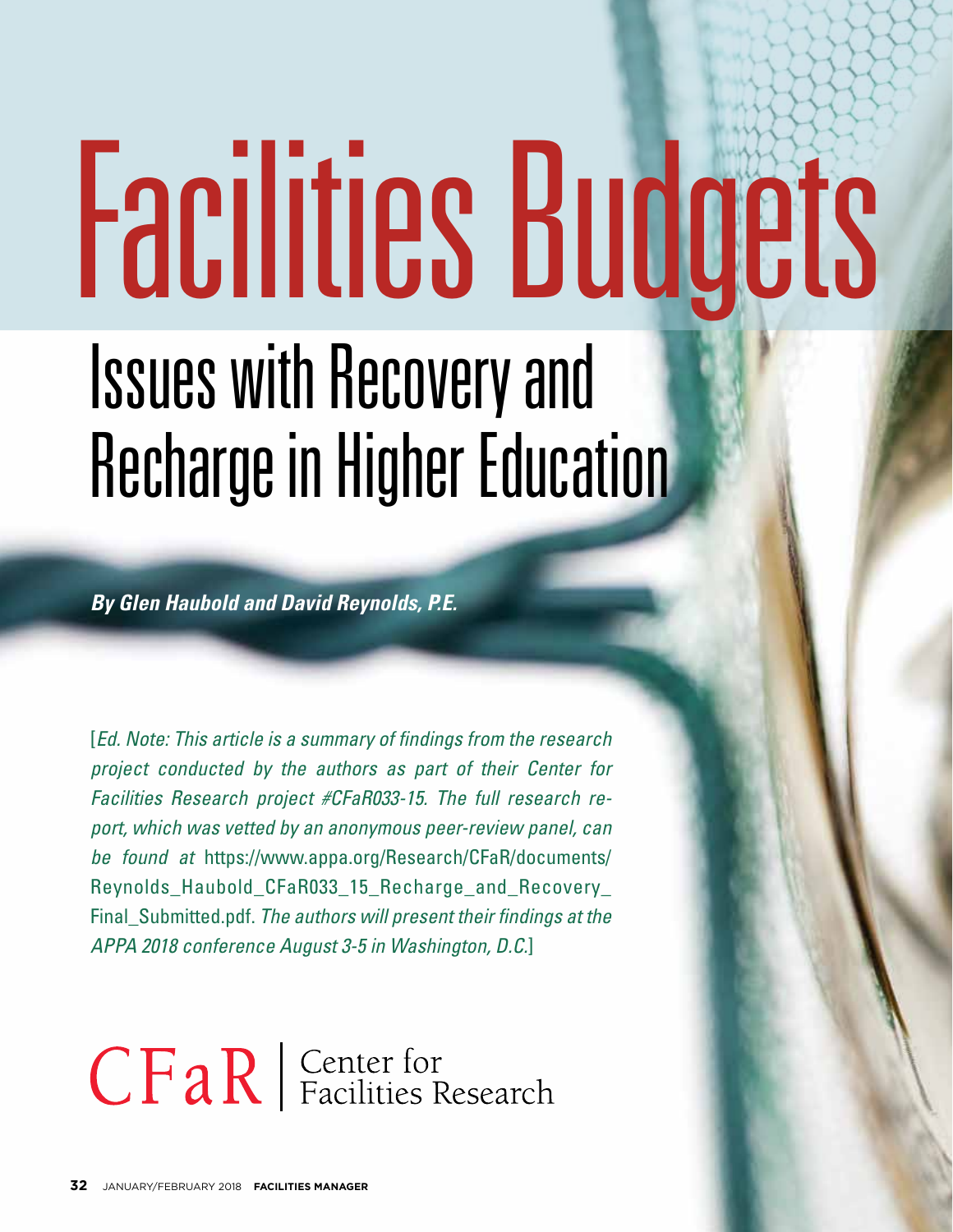# Facilities Budgets

## Issues with Recovery and Recharge in Higher Education

***By Glen Haubold and David Reynolds, P.E.***

[*Ed. Note: This article is a summary of findings from the research project conducted by the authors as part of their Center for Facilities Research project #CFaR033-15. The full research report, which was vetted by an anonymous peer-review panel, can be found at* https://www.appa.org/Research/CFaR/documents/Reynolds_Haubold_CFaR033_15_Recharge_and_Recovery_Final_Submitted.pdf. *The authors will present their findings at the APPA 2018 conference August 3-5 in Washington, D.C.*]

CFaR | Center for Facilities Research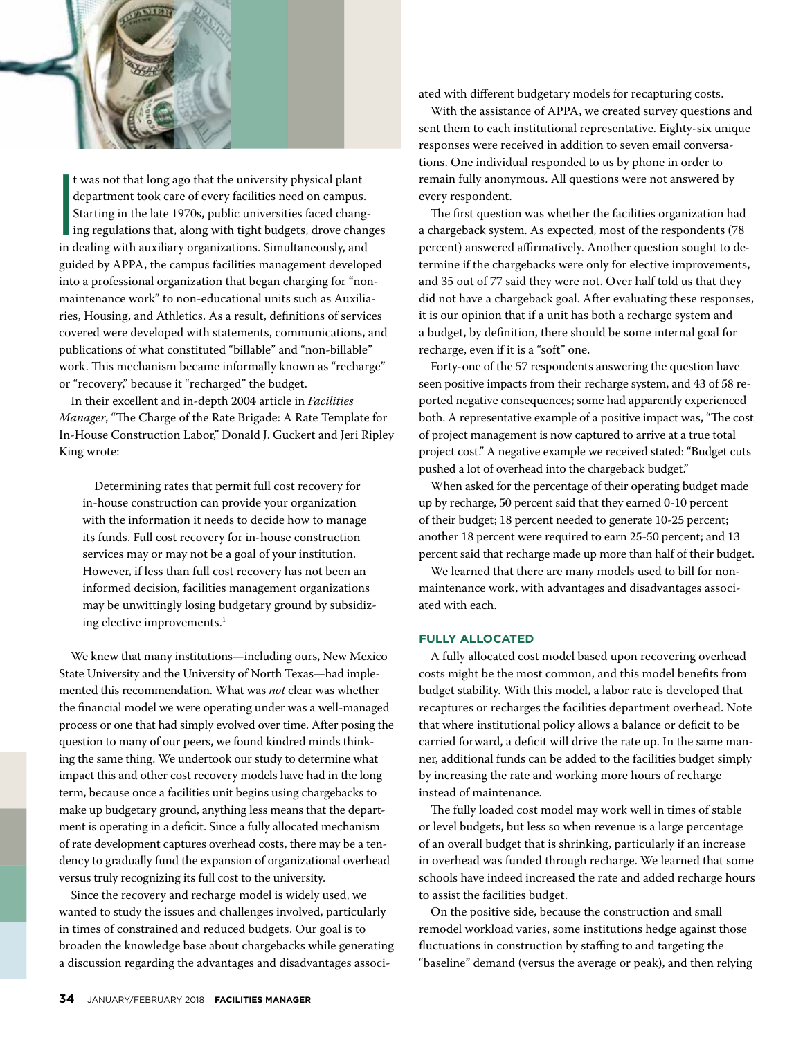It was not that long ago that the university physical plant department took care of every facilities need on campus. Starting in the late 1970s, public universities faced changing regulations that, along with tight budgets, drove changes in dealing with auxiliary organizations. Simultaneously, and guided by APPA, the campus facilities management developed into a professional organization that began charging for "non-maintenance work" to non-educational units such as Auxiliaries, Housing, and Athletics. As a result, definitions of services covered were developed with statements, communications, and publications of what constituted "billable" and "non-billable" work. This mechanism became informally known as "recharge" or "recovery," because it "recharged" the budget.

In their excellent and in-depth 2004 article in *Facilities Manager*, "The Charge of the Rate Brigade: A Rate Template for In-House Construction Labor," Donald J. Guckert and Jeri Ripley King wrote:

> Determining rates that permit full cost recovery for in-house construction can provide your organization with the information it needs to decide how to manage its funds. Full cost recovery for in-house construction services may or may not be a goal of your institution. However, if less than full cost recovery has not been an informed decision, facilities management organizations may be unwittingly losing budgetary ground by subsidizing elective improvements.[1]

We knew that many institutions—including ours, New Mexico State University and the University of North Texas—had implemented this recommendation. What was *not* clear was whether the financial model we were operating under was a well-managed process or one that had simply evolved over time. After posing the question to many of our peers, we found kindred minds thinking the same thing. We undertook our study to determine what impact this and other cost recovery models have had in the long term, because once a facilities unit begins using chargebacks to make up budgetary ground, anything less means that the department is operating in a deficit. Since a fully allocated mechanism of rate development captures overhead costs, there may be a tendency to gradually fund the expansion of organizational overhead versus truly recognizing its full cost to the university.

Since the recovery and recharge model is widely used, we wanted to study the issues and challenges involved, particularly in times of constrained and reduced budgets. Our goal is to broaden the knowledge base about chargebacks while generating a discussion regarding the advantages and disadvantages associated with different budgetary models for recapturing costs.

With the assistance of APPA, we created survey questions and sent them to each institutional representative. Eighty-six unique responses were received in addition to seven email conversations. One individual responded to us by phone in order to remain fully anonymous. All questions were not answered by every respondent.

The first question was whether the facilities organization had a chargeback system. As expected, most of the respondents (78 percent) answered affirmatively. Another question sought to determine if the chargebacks were only for elective improvements, and 35 out of 77 said they were not. Over half told us that they did not have a chargeback goal. After evaluating these responses, it is our opinion that if a unit has both a recharge system and a budget, by definition, there should be some internal goal for recharge, even if it is a "soft" one.

Forty-one of the 57 respondents answering the question have seen positive impacts from their recharge system, and 43 of 58 reported negative consequences; some had apparently experienced both. A representative example of a positive impact was, "The cost of project management is now captured to arrive at a true total project cost." A negative example we received stated: "Budget cuts pushed a lot of overhead into the chargeback budget."

When asked for the percentage of their operating budget made up by recharge, 50 percent said that they earned 0-10 percent of their budget; 18 percent needed to generate 10-25 percent; another 18 percent were required to earn 25-50 percent; and 13 percent said that recharge made up more than half of their budget.

We learned that there are many models used to bill for non-maintenance work, with advantages and disadvantages associated with each.

## FULLY ALLOCATED

A fully allocated cost model based upon recovering overhead costs might be the most common, and this model benefits from budget stability. With this model, a labor rate is developed that recaptures or recharges the facilities department overhead. Note that where institutional policy allows a balance or deficit to be carried forward, a deficit will drive the rate up. In the same manner, additional funds can be added to the facilities budget simply by increasing the rate and working more hours of recharge instead of maintenance.

The fully loaded cost model may work well in times of stable or level budgets, but less so when revenue is a large percentage of an overall budget that is shrinking, particularly if an increase in overhead was funded through recharge. We learned that some schools have indeed increased the rate and added recharge hours to assist the facilities budget.

On the positive side, because the construction and small remodel workload varies, some institutions hedge against those fluctuations in construction by staffing to and targeting the "baseline" demand (versus the average or peak), and then relying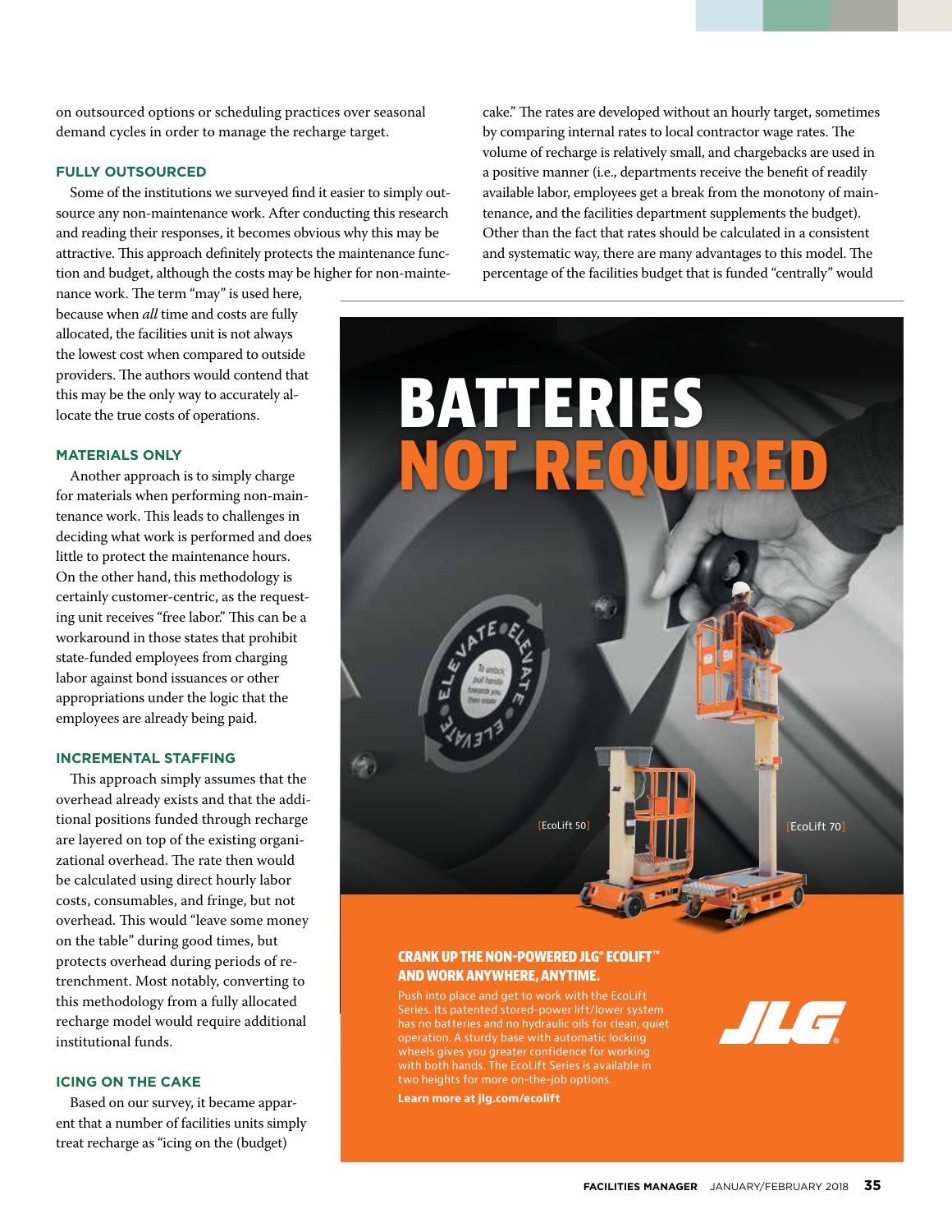on outsourced options or scheduling practices over seasonal demand cycles in order to manage the recharge target.

### FULLY OUTSOURCED

Some of the institutions we surveyed find it easier to simply outsource any non-maintenance work. After conducting this research and reading their responses, it becomes obvious why this may be attractive. This approach definitely protects the maintenance function and budget, although the costs may be higher for non-maintenance work. The term "may" is used here, because when *all* time and costs are fully allocated, the facilities unit is not always the lowest cost when compared to outside providers. The authors would contend that this may be the only way to accurately allocate the true costs of operations.

### MATERIALS ONLY

Another approach is to simply charge for materials when performing non-maintenance work. This leads to challenges in deciding what work is performed and does little to protect the maintenance hours. On the other hand, this methodology is certainly customer-centric, as the requesting unit receives "free labor." This can be a workaround in those states that prohibit state-funded employees from charging labor against bond issuances or other appropriations under the logic that the employees are already being paid.

### INCREMENTAL STAFFING

This approach simply assumes that the overhead already exists and that the additional positions funded through recharge are layered on top of the existing organizational overhead. The rate then would be calculated using direct hourly labor costs, consumables, and fringe, but not overhead. This would "leave some money on the table" during good times, but protects overhead during periods of retrenchment. Most notably, converting to this methodology from a fully allocated recharge model would require additional institutional funds.

### ICING ON THE CAKE

Based on our survey, it became apparent that a number of facilities units simply treat recharge as "icing on the (budget) cake." The rates are developed without an hourly target, sometimes by comparing internal rates to local contractor wage rates. The volume of recharge is relatively small, and chargebacks are used in a positive manner (i.e., departments receive the benefit of readily available labor, employees get a break from the monotony of maintenance, and the facilities department supplements the budget). Other than the fact that rates should be calculated in a consistent and systematic way, there are many advantages to this model. The percentage of the facilities budget that is funded "centrally" would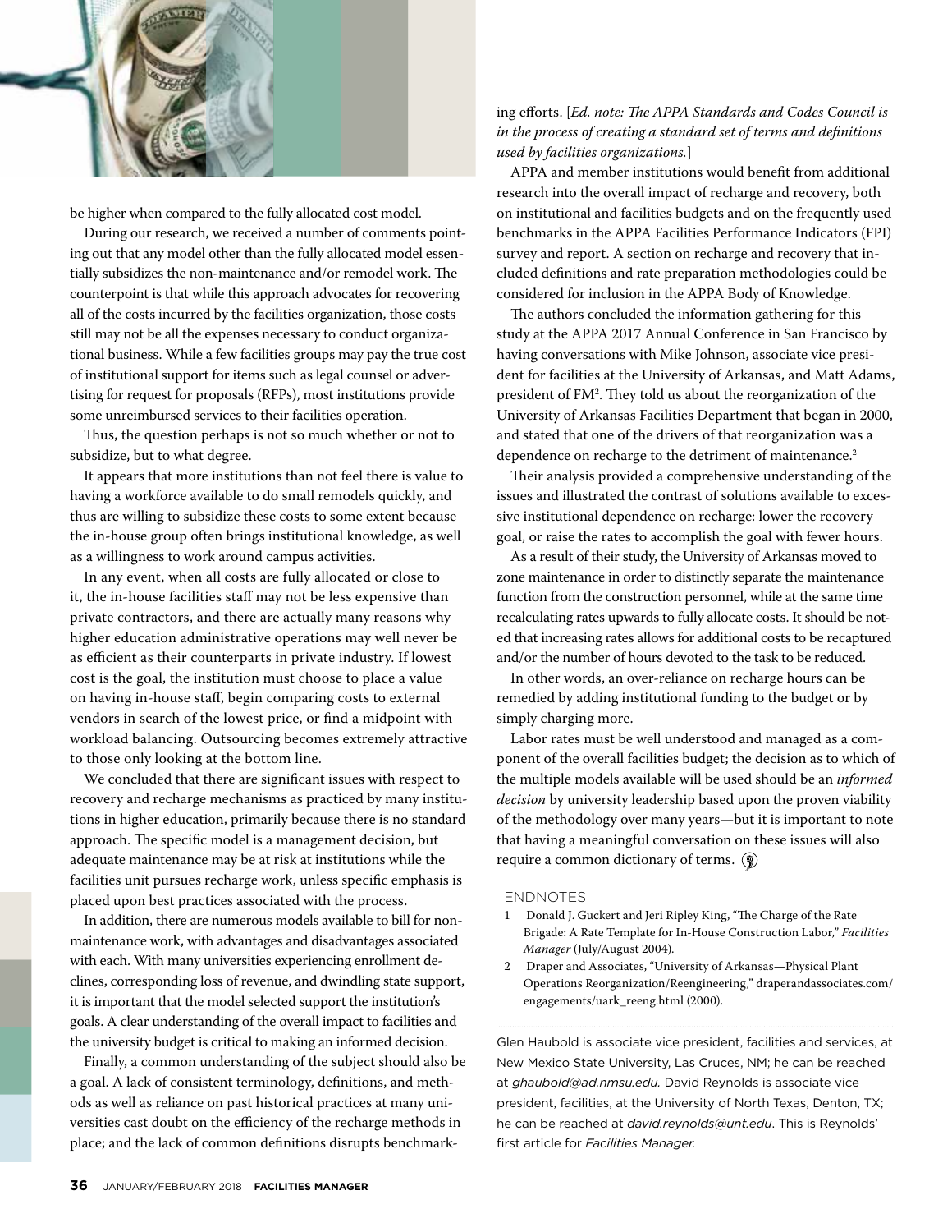be higher when compared to the fully allocated cost model.

During our research, we received a number of comments pointing out that any model other than the fully allocated model essentially subsidizes the non-maintenance and/or remodel work. The counterpoint is that while this approach advocates for recovering all of the costs incurred by the facilities organization, those costs still may not be all the expenses necessary to conduct organizational business. While a few facilities groups may pay the true cost of institutional support for items such as legal counsel or advertising for request for proposals (RFPs), most institutions provide some unreimbursed services to their facilities operation.

Thus, the question perhaps is not so much whether or not to subsidize, but to what degree.

It appears that more institutions than not feel there is value to having a workforce available to do small remodels quickly, and thus are willing to subsidize these costs to some extent because the in-house group often brings institutional knowledge, as well as a willingness to work around campus activities.

In any event, when all costs are fully allocated or close to it, the in-house facilities staff may not be less expensive than private contractors, and there are actually many reasons why higher education administrative operations may well never be as efficient as their counterparts in private industry. If lowest cost is the goal, the institution must choose to place a value on having in-house staff, begin comparing costs to external vendors in search of the lowest price, or find a midpoint with workload balancing. Outsourcing becomes extremely attractive to those only looking at the bottom line.

We concluded that there are significant issues with respect to recovery and recharge mechanisms as practiced by many institutions in higher education, primarily because there is no standard approach. The specific model is a management decision, but adequate maintenance may be at risk at institutions while the facilities unit pursues recharge work, unless specific emphasis is placed upon best practices associated with the process.

In addition, there are numerous models available to bill for non-maintenance work, with advantages and disadvantages associated with each. With many universities experiencing enrollment declines, corresponding loss of revenue, and dwindling state support, it is important that the model selected support the institution's goals. A clear understanding of the overall impact to facilities and the university budget is critical to making an informed decision.

Finally, a common understanding of the subject should also be a goal. A lack of consistent terminology, definitions, and methods as well as reliance on past historical practices at many universities cast doubt on the efficiency of the recharge methods in place; and the lack of common definitions disrupts benchmarking efforts. [*Ed. note: The APPA Standards and Codes Council is in the process of creating a standard set of terms and definitions used by facilities organizations.*]

APPA and member institutions would benefit from additional research into the overall impact of recharge and recovery, both on institutional and facilities budgets and on the frequently used benchmarks in the APPA Facilities Performance Indicators (FPI) survey and report. A section on recharge and recovery that included definitions and rate preparation methodologies could be considered for inclusion in the APPA Body of Knowledge.

The authors concluded the information gathering for this study at the APPA 2017 Annual Conference in San Francisco by having conversations with Mike Johnson, associate vice president for facilities at the University of Arkansas, and Matt Adams, president of FM². They told us about the reorganization of the University of Arkansas Facilities Department that began in 2000, and stated that one of the drivers of that reorganization was a dependence on recharge to the detriment of maintenance.[2]

Their analysis provided a comprehensive understanding of the issues and illustrated the contrast of solutions available to excessive institutional dependence on recharge: lower the recovery goal, or raise the rates to accomplish the goal with fewer hours.

As a result of their study, the University of Arkansas moved to zone maintenance in order to distinctly separate the maintenance function from the construction personnel, while at the same time recalculating rates upwards to fully allocate costs. It should be noted that increasing rates allows for additional costs to be recaptured and/or the number of hours devoted to the task to be reduced.

In other words, an over-reliance on recharge hours can be remedied by adding institutional funding to the budget or by simply charging more.

Labor rates must be well understood and managed as a component of the overall facilities budget; the decision as to which of the multiple models available will be used should be an *informed decision* by university leadership based upon the proven viability of the methodology over many years—but it is important to note that having a meaningful conversation on these issues will also require a common dictionary of terms.

## ENDNOTES

1. Donald J. Guckert and Jeri Ripley King, "The Charge of the Rate Brigade: A Rate Template for In-House Construction Labor," *Facilities Manager* (July/August 2004).
2. Draper and Associates, "University of Arkansas—Physical Plant Operations Reorganization/Reengineering," draperandassociates.com/engagements/uark_reeng.html (2000).

Glen Haubold is associate vice president, facilities and services, at New Mexico State University, Las Cruces, NM; he can be reached at *ghaubold@ad.nmsu.edu.* David Reynolds is associate vice president, facilities, at the University of North Texas, Denton, TX; he can be reached at *david.reynolds@unt.edu*. This is Reynolds' first article for *Facilities Manager.*